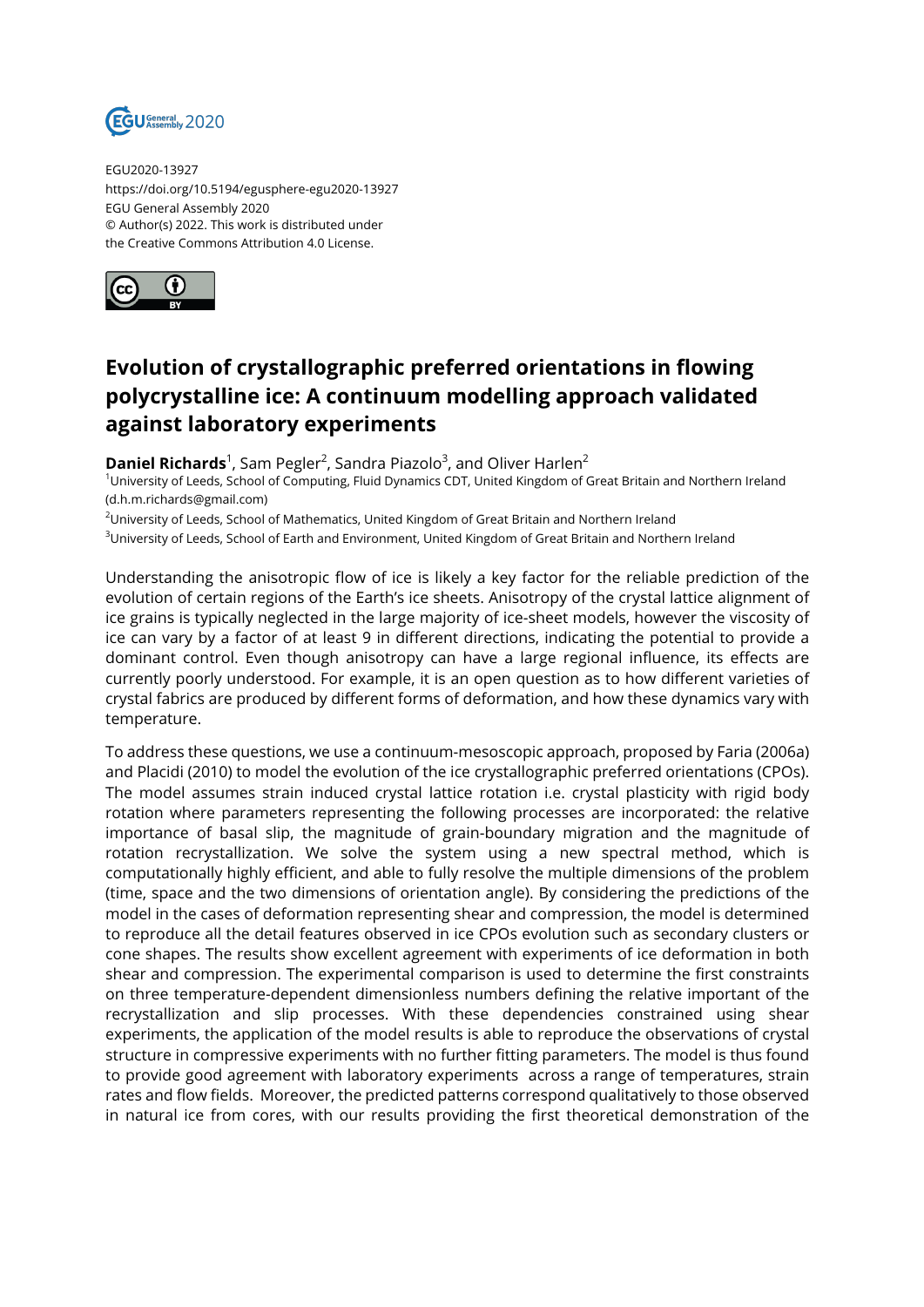EGU2020-13927
https://doi.org/10.5194/egusphere-egu2020-13927
EGU General Assembly 2020
© Author(s) 2022. This work is distributed under
the Creative Commons Attribution 4.0 License.

# Evolution of crystallographic preferred orientations in flowing polycrystalline ice: A continuum modelling approach validated against laboratory experiments

**Daniel Richards**[1], Sam Pegler[2], Sandra Piazolo[3], and Oliver Harlen[2]

[1]University of Leeds, School of Computing, Fluid Dynamics CDT, United Kingdom of Great Britain and Northern Ireland (d.h.m.richards@gmail.com)

[2]University of Leeds, School of Mathematics, United Kingdom of Great Britain and Northern Ireland

[3]University of Leeds, School of Earth and Environment, United Kingdom of Great Britain and Northern Ireland

Understanding the anisotropic flow of ice is likely a key factor for the reliable prediction of the evolution of certain regions of the Earth's ice sheets. Anisotropy of the crystal lattice alignment of ice grains is typically neglected in the large majority of ice-sheet models, however the viscosity of ice can vary by a factor of at least 9 in different directions, indicating the potential to provide a dominant control. Even though anisotropy can have a large regional influence, its effects are currently poorly understood. For example, it is an open question as to how different varieties of crystal fabrics are produced by different forms of deformation, and how these dynamics vary with temperature.

To address these questions, we use a continuum-mesoscopic approach, proposed by Faria (2006a) and Placidi (2010) to model the evolution of the ice crystallographic preferred orientations (CPOs). The model assumes strain induced crystal lattice rotation i.e. crystal plasticity with rigid body rotation where parameters representing the following processes are incorporated: the relative importance of basal slip, the magnitude of grain-boundary migration and the magnitude of rotation recrystallization. We solve the system using a new spectral method, which is computationally highly efficient, and able to fully resolve the multiple dimensions of the problem (time, space and the two dimensions of orientation angle). By considering the predictions of the model in the cases of deformation representing shear and compression, the model is determined to reproduce all the detail features observed in ice CPOs evolution such as secondary clusters or cone shapes. The results show excellent agreement with experiments of ice deformation in both shear and compression. The experimental comparison is used to determine the first constraints on three temperature-dependent dimensionless numbers defining the relative important of the recrystallization and slip processes. With these dependencies constrained using shear experiments, the application of the model results is able to reproduce the observations of crystal structure in compressive experiments with no further fitting parameters. The model is thus found to provide good agreement with laboratory experiments across a range of temperatures, strain rates and flow fields. Moreover, the predicted patterns correspond qualitatively to those observed in natural ice from cores, with our results providing the first theoretical demonstration of the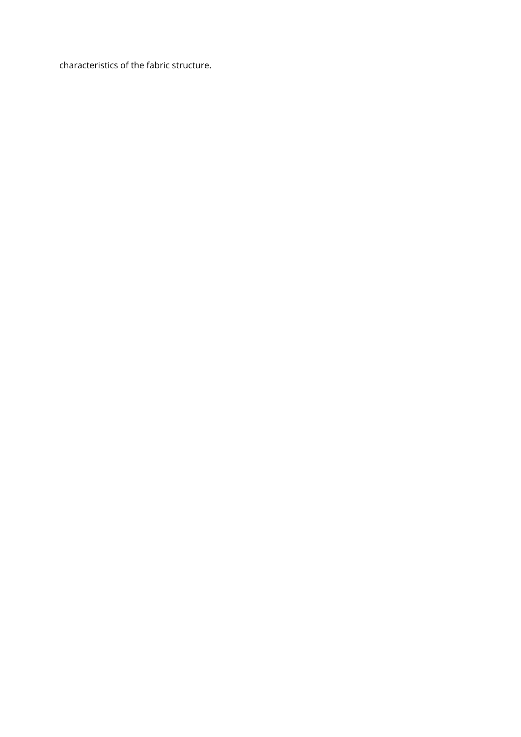characteristics of the fabric structure.